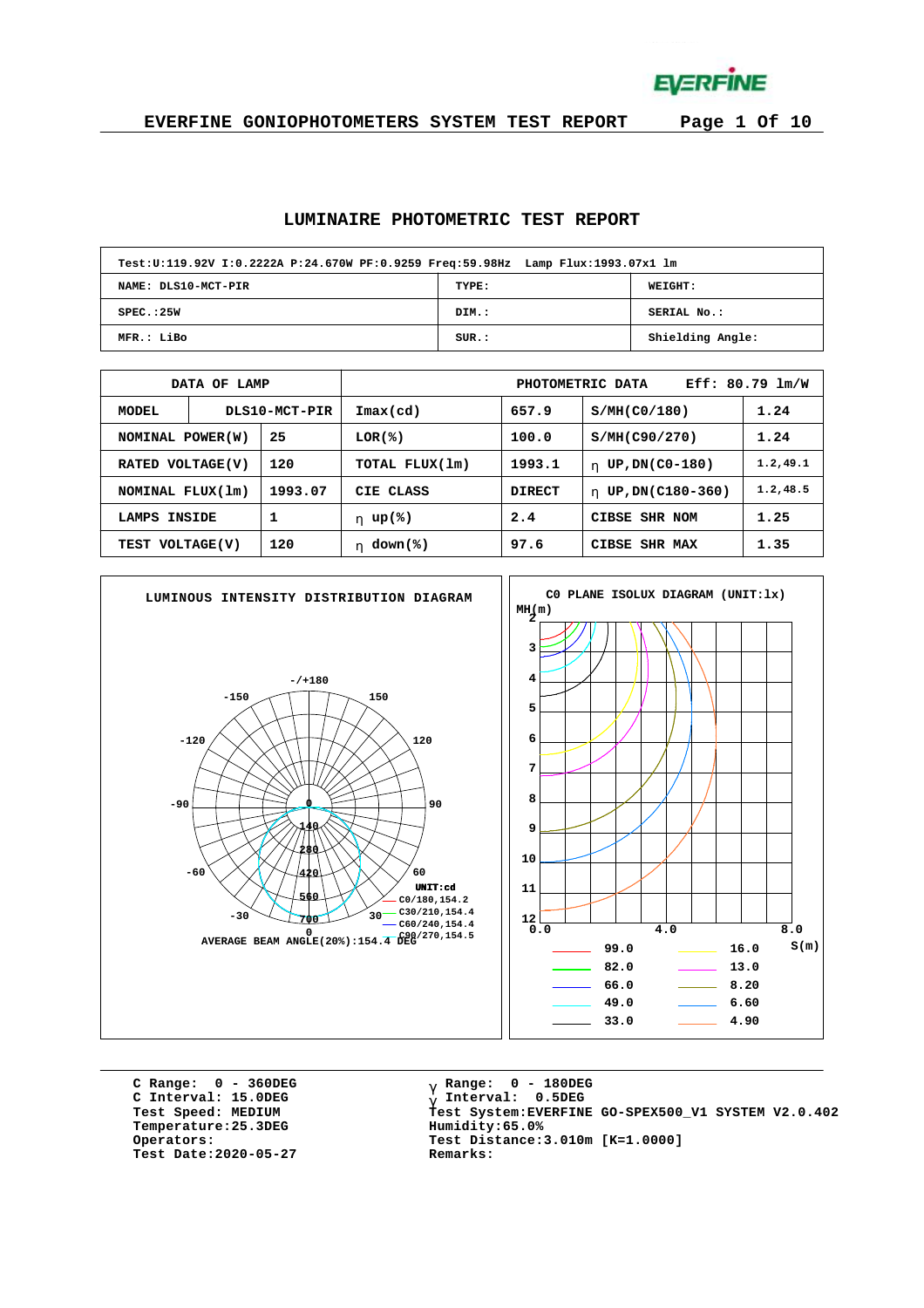# EVERFINE GONIOPHOTOMETERS SYSTEM TEST REPORT

## LUMINAIRE PHOTOMETRIC TEST REPORT

| Test:U:119.92V I:0.2222A P:24.670W PF:0.9259 Freq:59.98Hz Lamp Flux:1993.07x1 lm | | |
|---|---|---|
| NAME: DLS10-MCT-PIR | TYPE: | WEIGHT: |
| SPEC.:25W | DIM.: | SERIAL No.: |
| MFR.: LiBo | SUR.: | Shielding Angle: |

| DATA OF LAMP | | PHOTOMETRIC DATA Eff: 80.79 lm/W | | | |
|---|---|---|---|---|---|
| MODEL | DLS10-MCT-PIR | Imax(cd) | 657.9 | S/MH(C0/180) | 1.24 |
| NOMINAL POWER(W) | 25 | LOR(%) | 100.0 | S/MH(C90/270) | 1.24 |
| RATED VOLTAGE(V) | 120 | TOTAL FLUX(lm) | 1993.1 | η UP,DN(C0-180) | 1.2,49.1 |
| NOMINAL FLUX(lm) | 1993.07 | CIE CLASS | DIRECT | η UP,DN(C180-360) | 1.2,48.5 |
| LAMPS INSIDE | 1 | η up(%) | 2.4 | CIBSE SHR NOM | 1.25 |
| TEST VOLTAGE(V) | 120 | η down(%) | 97.6 | CIBSE SHR MAX | 1.35 |

LUMINOUS INTENSITY DISTRIBUTION DIAGRAM

UNIT:cd
C0/180,154.2
C30/210,154.4
C60/240,154.4
C90/270,154.5

AVERAGE BEAM ANGLE(20%):154.4 DEG

C0 PLANE ISOLUX DIAGRAM (UNIT:lx)

| | | | |
|---|---|---|---|
| 99.0 | 16.0 | 82.0 | 13.0 |
| 66.0 | 8.20 | 49.0 | 6.60 |
| 33.0 | 4.90 | | |

C Range: 0 - 360DEG
C Interval: 15.0DEG
Test Speed: MEDIUM
Temperature:25.3DEG
Operators:
Test Date:2020-05-27

γ Range: 0 - 180DEG
γ Interval: 0.5DEG
Test System:EVERFINE GO-SPEX500_V1 SYSTEM V2.0.402
Humidity:65.0%
Test Distance:3.010m [K=1.0000]
Remarks: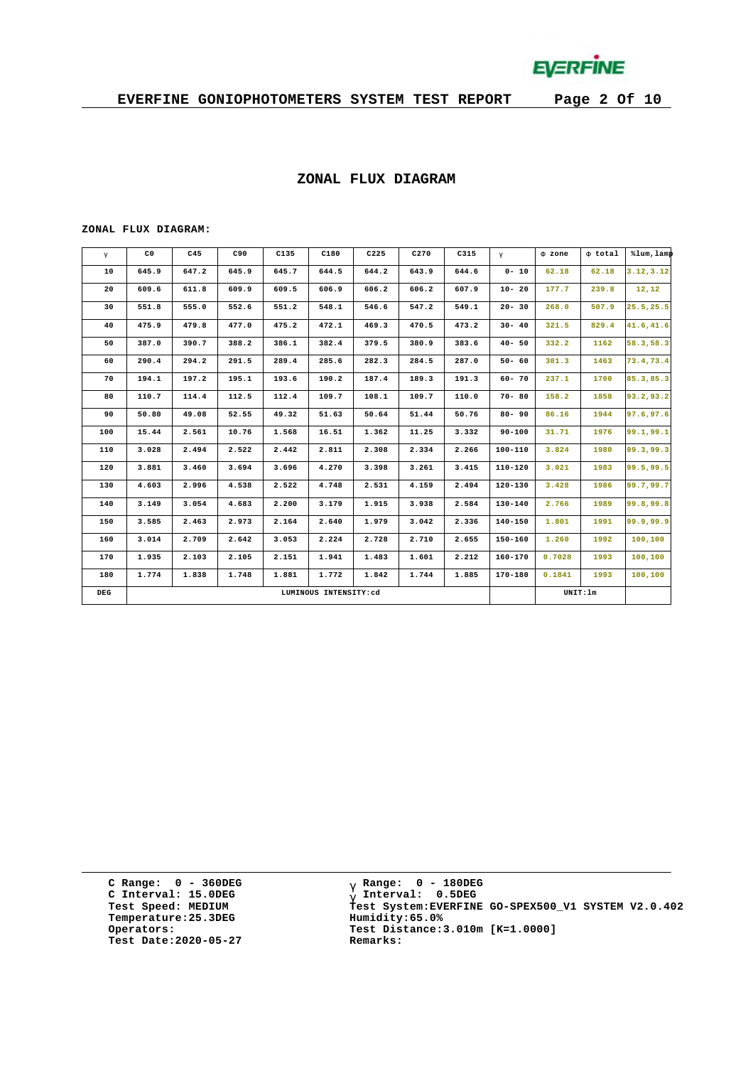# ZONAL FLUX DIAGRAM

**ZONAL FLUX DIAGRAM:**

| γ | C0 | C45 | C90 | C135 | C180 | C225 | C270 | C315 | γ | Φ zone | Φ total | %lum,lamp |
|---|---|---|---|---|---|---|---|---|---|---|---|---|
| 10 | 645.9 | 647.2 | 645.9 | 645.7 | 644.5 | 644.2 | 643.9 | 644.6 | 0- 10 | 62.18 | 62.18 | 3.12,3.12 |
| 20 | 609.6 | 611.8 | 609.9 | 609.5 | 606.9 | 606.2 | 606.2 | 607.9 | 10- 20 | 177.7 | 239.8 | 12,12 |
| 30 | 551.8 | 555.0 | 552.6 | 551.2 | 548.1 | 546.6 | 547.2 | 549.1 | 20- 30 | 268.0 | 507.9 | 25.5,25.5 |
| 40 | 475.9 | 479.8 | 477.0 | 475.2 | 472.1 | 469.3 | 470.5 | 473.2 | 30- 40 | 321.5 | 829.4 | 41.6,41.6 |
| 50 | 387.0 | 390.7 | 388.2 | 386.1 | 382.4 | 379.5 | 380.9 | 383.6 | 40- 50 | 332.2 | 1162 | 58.3,58.3 |
| 60 | 290.4 | 294.2 | 291.5 | 289.4 | 285.6 | 282.3 | 284.5 | 287.0 | 50- 60 | 301.3 | 1463 | 73.4,73.4 |
| 70 | 194.1 | 197.2 | 195.1 | 193.6 | 190.2 | 187.4 | 189.3 | 191.3 | 60- 70 | 237.1 | 1700 | 85.3,85.3 |
| 80 | 110.7 | 114.4 | 112.5 | 112.4 | 109.7 | 108.1 | 109.7 | 110.0 | 70- 80 | 158.2 | 1858 | 93.2,93.2 |
| 90 | 50.80 | 49.08 | 52.55 | 49.32 | 51.63 | 50.64 | 51.44 | 50.76 | 80- 90 | 86.16 | 1944 | 97.6,97.6 |
| 100 | 15.44 | 2.561 | 10.76 | 1.568 | 16.51 | 1.362 | 11.25 | 3.332 | 90-100 | 31.71 | 1976 | 99.1,99.1 |
| 110 | 3.028 | 2.494 | 2.522 | 2.442 | 2.811 | 2.308 | 2.334 | 2.266 | 100-110 | 3.824 | 1980 | 99.3,99.3 |
| 120 | 3.881 | 3.460 | 3.694 | 3.696 | 4.270 | 3.398 | 3.261 | 3.415 | 110-120 | 3.021 | 1983 | 99.5,99.5 |
| 130 | 4.603 | 2.996 | 4.538 | 2.522 | 4.748 | 2.531 | 4.159 | 2.494 | 120-130 | 3.428 | 1986 | 99.7,99.7 |
| 140 | 3.149 | 3.054 | 4.683 | 2.200 | 3.179 | 1.915 | 3.938 | 2.584 | 130-140 | 2.766 | 1989 | 99.8,99.8 |
| 150 | 3.585 | 2.463 | 2.973 | 2.164 | 2.640 | 1.979 | 3.042 | 2.336 | 140-150 | 1.801 | 1991 | 99.9,99.9 |
| 160 | 3.014 | 2.709 | 2.642 | 3.053 | 2.224 | 2.728 | 2.710 | 2.655 | 150-160 | 1.260 | 1992 | 100,100 |
| 170 | 1.935 | 2.103 | 2.105 | 2.151 | 1.941 | 1.483 | 1.601 | 2.212 | 160-170 | 0.7028 | 1993 | 100,100 |
| 180 | 1.774 | 1.838 | 1.748 | 1.881 | 1.772 | 1.842 | 1.744 | 1.885 | 170-180 | 0.1841 | 1993 | 100,100 |
| DEG | LUMINOUS INTENSITY:cd | | | | | | | | | UNIT:lm | | |

C Range: 0 - 360DEG
C Interval: 15.0DEG
Test Speed: MEDIUM
Temperature:25.3DEG
Operators:
Test Date:2020-05-27

γ Range: 0 - 180DEG
γ Interval: 0.5DEG
Test System:EVERFINE GO-SPEX500_V1 SYSTEM V2.0.402
Humidity:65.0%
Test Distance:3.010m [K=1.0000]
Remarks: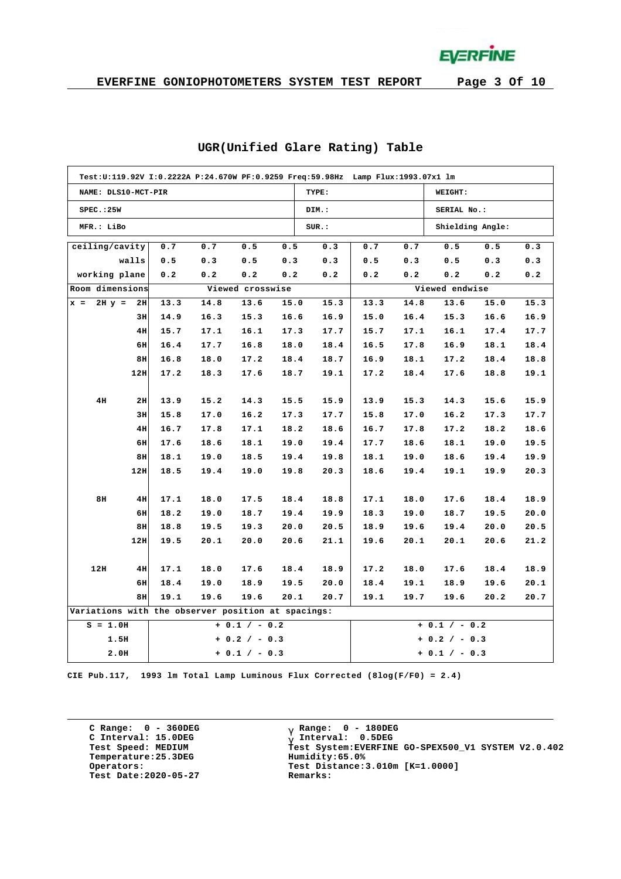## UGR(Unified Glare Rating) Table

| Test:U:119.92V I:0.2222A P:24.670W PF:0.9259 Freq:59.98Hz Lamp Flux:1993.07x1 lm | | |
|---|---|---|
| NAME: DLS10-MCT-PIR | TYPE: | WEIGHT: |
| SPEC.:25W | DIM.: | SERIAL No.: |
| MFR.: LiBo | SUR.: | Shielding Angle: |

| ceiling/cavity | 0.7 | 0.7 | 0.5 | 0.5 | 0.3 | 0.7 | 0.7 | 0.5 | 0.5 | 0.3 |
|---|---|---|---|---|---|---|---|---|---|---|
| walls | 0.5 | 0.3 | 0.5 | 0.3 | 0.3 | 0.5 | 0.3 | 0.5 | 0.3 | 0.3 |
| working plane | 0.2 | 0.2 | 0.2 | 0.2 | 0.2 | 0.2 | 0.2 | 0.2 | 0.2 | 0.2 |
| Room dimensions | Viewed crosswise | | | | | Viewed endwise | | | | |
| x = 2H y = 2H | 13.3 | 14.8 | 13.6 | 15.0 | 15.3 | 13.3 | 14.8 | 13.6 | 15.0 | 15.3 |
| 3H | 14.9 | 16.3 | 15.3 | 16.6 | 16.9 | 15.0 | 16.4 | 15.3 | 16.6 | 16.9 |
| 4H | 15.7 | 17.1 | 16.1 | 17.3 | 17.7 | 15.7 | 17.1 | 16.1 | 17.4 | 17.7 |
| 6H | 16.4 | 17.7 | 16.8 | 18.0 | 18.4 | 16.5 | 17.8 | 16.9 | 18.1 | 18.4 |
| 8H | 16.8 | 18.0 | 17.2 | 18.4 | 18.7 | 16.9 | 18.1 | 17.2 | 18.4 | 18.8 |
| 12H | 17.2 | 18.3 | 17.6 | 18.7 | 19.1 | 17.2 | 18.4 | 17.6 | 18.8 | 19.1 |
| 4H 2H | 13.9 | 15.2 | 14.3 | 15.5 | 15.9 | 13.9 | 15.3 | 14.3 | 15.6 | 15.9 |
| 3H | 15.8 | 17.0 | 16.2 | 17.3 | 17.7 | 15.8 | 17.0 | 16.2 | 17.3 | 17.7 |
| 4H | 16.7 | 17.8 | 17.1 | 18.2 | 18.6 | 16.7 | 17.8 | 17.2 | 18.2 | 18.6 |
| 6H | 17.6 | 18.6 | 18.1 | 19.0 | 19.4 | 17.7 | 18.6 | 18.1 | 19.0 | 19.5 |
| 8H | 18.1 | 19.0 | 18.5 | 19.4 | 19.8 | 18.1 | 19.0 | 18.6 | 19.4 | 19.9 |
| 12H | 18.5 | 19.4 | 19.0 | 19.8 | 20.3 | 18.6 | 19.4 | 19.1 | 19.9 | 20.3 |
| 8H 4H | 17.1 | 18.0 | 17.5 | 18.4 | 18.8 | 17.1 | 18.0 | 17.6 | 18.4 | 18.9 |
| 6H | 18.2 | 19.0 | 18.7 | 19.4 | 19.9 | 18.3 | 19.0 | 18.7 | 19.5 | 20.0 |
| 8H | 18.8 | 19.5 | 19.3 | 20.0 | 20.5 | 18.9 | 19.6 | 19.4 | 20.0 | 20.5 |
| 12H | 19.5 | 20.1 | 20.0 | 20.6 | 21.1 | 19.6 | 20.1 | 20.1 | 20.6 | 21.2 |
| 12H 4H | 17.1 | 18.0 | 17.6 | 18.4 | 18.9 | 17.2 | 18.0 | 17.6 | 18.4 | 18.9 |
| 6H | 18.4 | 19.0 | 18.9 | 19.5 | 20.0 | 18.4 | 19.1 | 18.9 | 19.6 | 20.1 |
| 8H | 19.1 | 19.6 | 19.6 | 20.1 | 20.7 | 19.1 | 19.7 | 19.6 | 20.2 | 20.7 |
| Variations with the observer position at spacings: | | | | | | | | | | |
| S = 1.0H | + 0.1 / - 0.2 | | | | | + 0.1 / - 0.2 | | | | |
| 1.5H | + 0.2 / - 0.3 | | | | | + 0.2 / - 0.3 | | | | |
| 2.0H | + 0.1 / - 0.3 | | | | | + 0.1 / - 0.3 | | | | |

CIE Pub.117, 1993 lm Total Lamp Luminous Flux Corrected (8log(F/F0) = 2.4)

C Range: 0 - 360DEG
C Interval: 15.0DEG
Test Speed: MEDIUM
Temperature:25.3DEG
Operators:
Test Date:2020-05-27

γ Range: 0 - 180DEG
γ Interval: 0.5DEG
Test System:EVERFINE GO-SPEX500_V1 SYSTEM V2.0.402
Humidity:65.0%
Test Distance:3.010m [K=1.0000]
Remarks: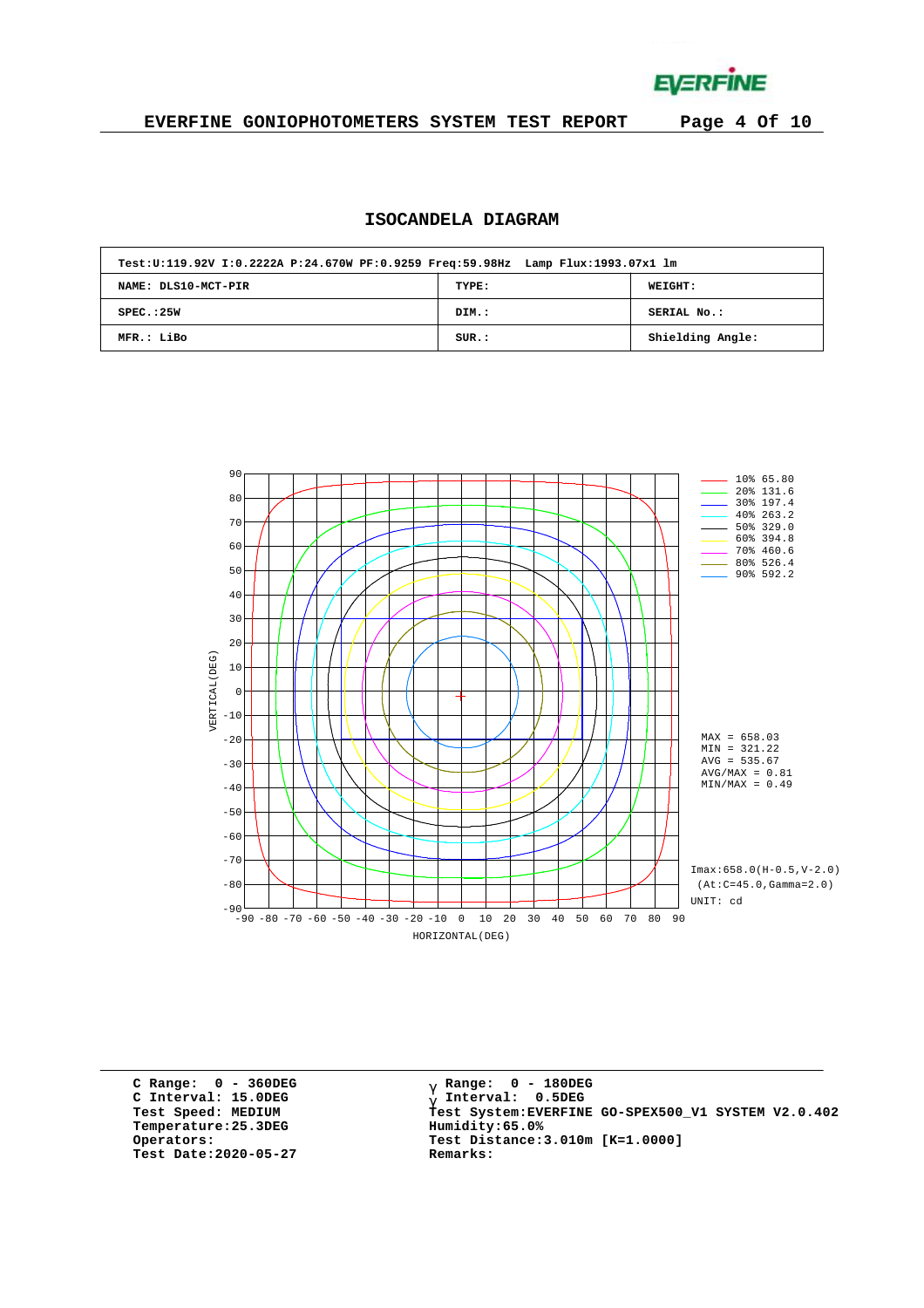## ISOCANDELA DIAGRAM

| Test:U:119.92V I:0.2222A P:24.670W PF:0.9259 Freq:59.98Hz Lamp Flux:1993.07x1 lm | | |
|---|---|---|
| NAME: DLS10-MCT-PIR | TYPE: | WEIGHT: |
| SPEC.:25W | DIM.: | SERIAL No.: |
| MFR.: LiBo | SUR.: | Shielding Angle: |

10% 65.80
20% 131.6
30% 197.4
40% 263.2
50% 329.0
60% 394.8
70% 460.6
80% 526.4
90% 592.2

MAX = 658.03
MIN = 321.22
AVG = 535.67
AVG/MAX = 0.81
MIN/MAX = 0.49

Imax:658.0(H-0.5,V-2.0)
(At:C=45.0,Gamma=2.0)
UNIT: cd

VERTICAL(DEG)

HORIZONTAL(DEG)

C Range: 0 - 360DEG
C Interval: 15.0DEG
Test Speed: MEDIUM
Temperature:25.3DEG
Operators:
Test Date:2020-05-27

γ Range: 0 - 180DEG
γ Interval: 0.5DEG
Test System:EVERFINE GO-SPEX500_V1 SYSTEM V2.0.402
Humidity:65.0%
Test Distance:3.010m [K=1.0000]
Remarks: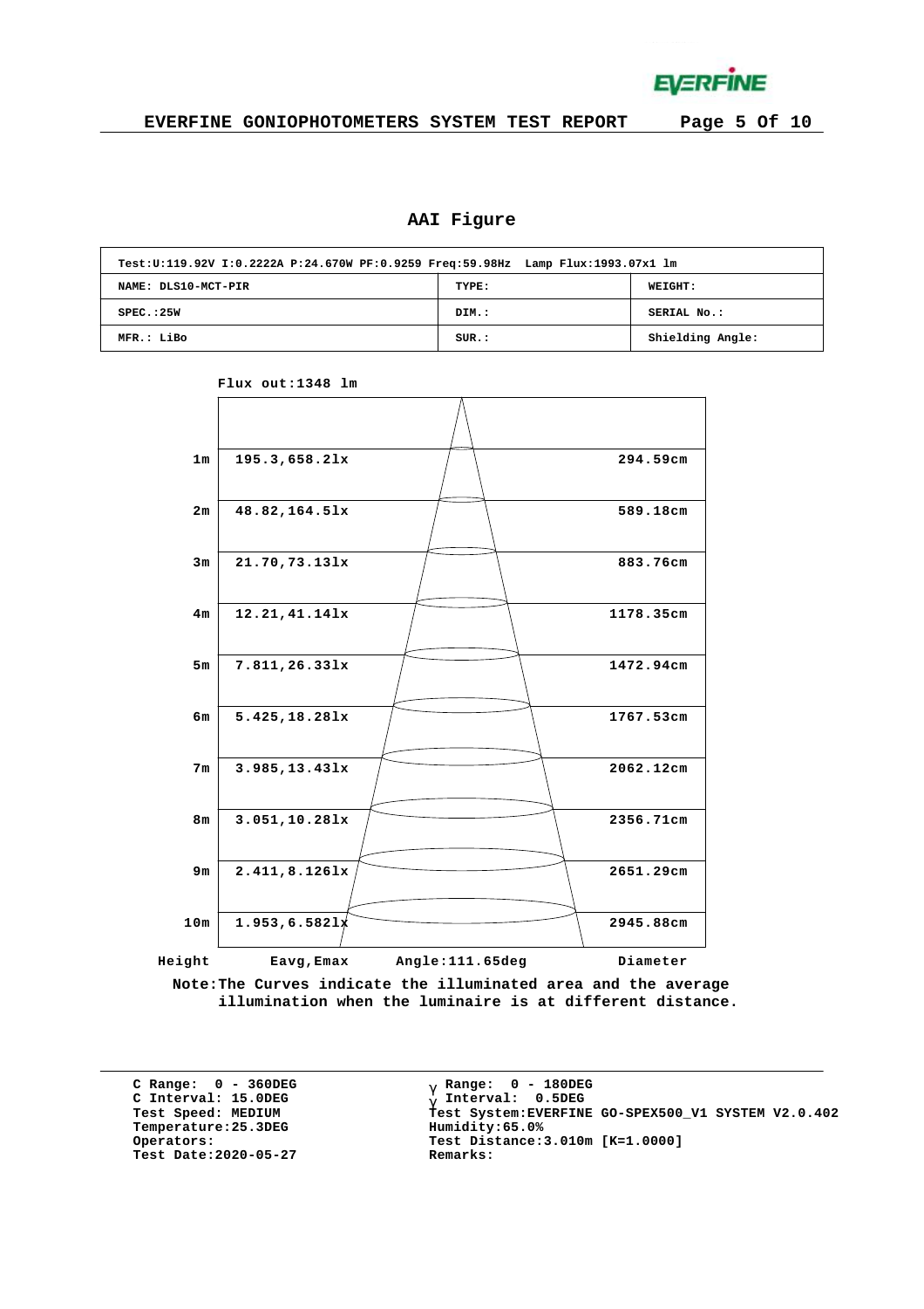## AAI Figure

| Test:U:119.92V I:0.2222A P:24.670W PF:0.9259 Freq:59.98Hz Lamp Flux:1993.07x1 lm | | |
|---|---|---|
| NAME: DLS10-MCT-PIR | TYPE: | WEIGHT: |
| SPEC.:25W | DIM.: | SERIAL No.: |
| MFR.: LiBo | SUR.: | Shielding Angle: |

Flux out:1348 lm

| Height | Eavg,Emax | Diameter |
|---|---|---|
| 1m | 195.3,658.2lx | 294.59cm |
| 2m | 48.82,164.5lx | 589.18cm |
| 3m | 21.70,73.13lx | 883.76cm |
| 4m | 12.21,41.14lx | 1178.35cm |
| 5m | 7.811,26.33lx | 1472.94cm |
| 6m | 5.425,18.28lx | 1767.53cm |
| 7m | 3.985,13.43lx | 2062.12cm |
| 8m | 3.051,10.28lx | 2356.71cm |
| 9m | 2.411,8.126lx | 2651.29cm |
| 10m | 1.953,6.582lx | 2945.88cm |

Angle:111.65deg

Note:The Curves indicate the illuminated area and the average illumination when the luminaire is at different distance.

C Range: 0 - 360DEG
C Interval: 15.0DEG
Test Speed: MEDIUM
Temperature:25.3DEG
Operators:
Test Date:2020-05-27

γ Range: 0 - 180DEG
γ Interval: 0.5DEG
Test System:EVERFINE GO-SPEX500_V1 SYSTEM V2.0.402
Humidity:65.0%
Test Distance:3.010m [K=1.0000]
Remarks: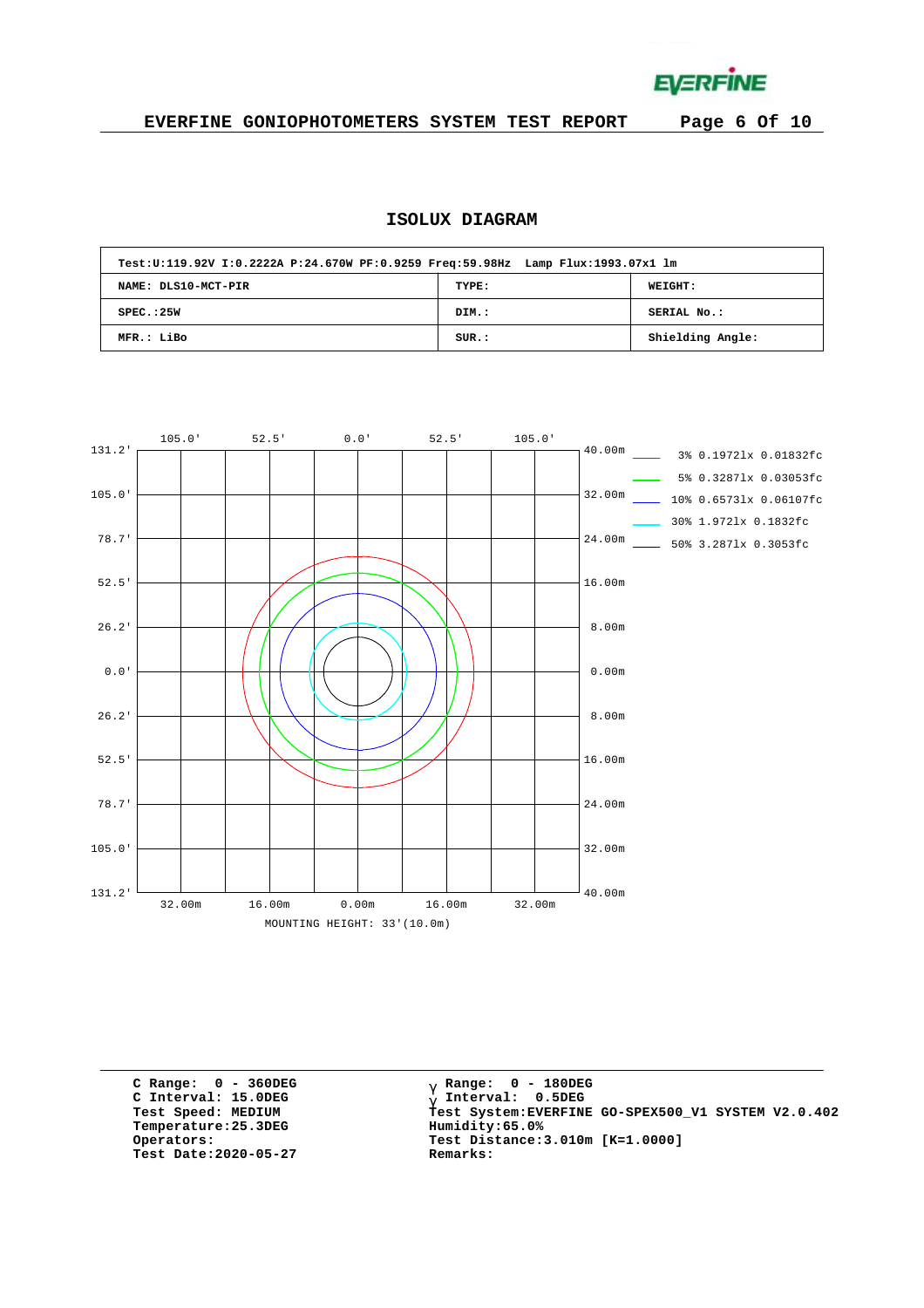## ISOLUX DIAGRAM

| Test:U:119.92V I:0.2222A P:24.670W PF:0.9259 Freq:59.98Hz Lamp Flux:1993.07x1 lm | | |
|---|---|---|
| NAME: DLS10-MCT-PIR | TYPE: | WEIGHT: |
| SPEC.:25W | DIM.: | SERIAL No.: |
| MFR.: LiBo | SUR.: | Shielding Angle: |

| Top axis | 105.0' | 52.5' | 0.0' | 52.5' | 105.0' |
|---|---|---|---|---|---|

| Left axis | Right axis |
|---|---|
| 131.2' | 40.00m |
| 105.0' | 32.00m |
| 78.7' | 24.00m |
| 52.5' | 16.00m |
| 26.2' | 8.00m |
| 0.0' | 0.00m |
| 26.2' | 8.00m |
| 52.5' | 16.00m |
| 78.7' | 24.00m |
| 105.0' | 32.00m |
| 131.2' | 40.00m |

Bottom axis: 32.00m, 16.00m, 0.00m, 16.00m, 32.00m

MOUNTING HEIGHT: 33'(10.0m)

Legend:
- 3% 0.1972lx 0.01832fc
- 5% 0.3287lx 0.03053fc
- 10% 0.6573lx 0.06107fc
- 30% 1.972lx 0.1832fc
- 50% 3.287lx 0.3053fc

C Range: 0 - 360DEG
C Interval: 15.0DEG
Test Speed: MEDIUM
Temperature:25.3DEG
Operators:
Test Date:2020-05-27

γ Range: 0 - 180DEG
γ Interval: 0.5DEG
Test System:EVERFINE GO-SPEX500_V1 SYSTEM V2.0.402
Humidity:65.0%
Test Distance:3.010m [K=1.0000]
Remarks: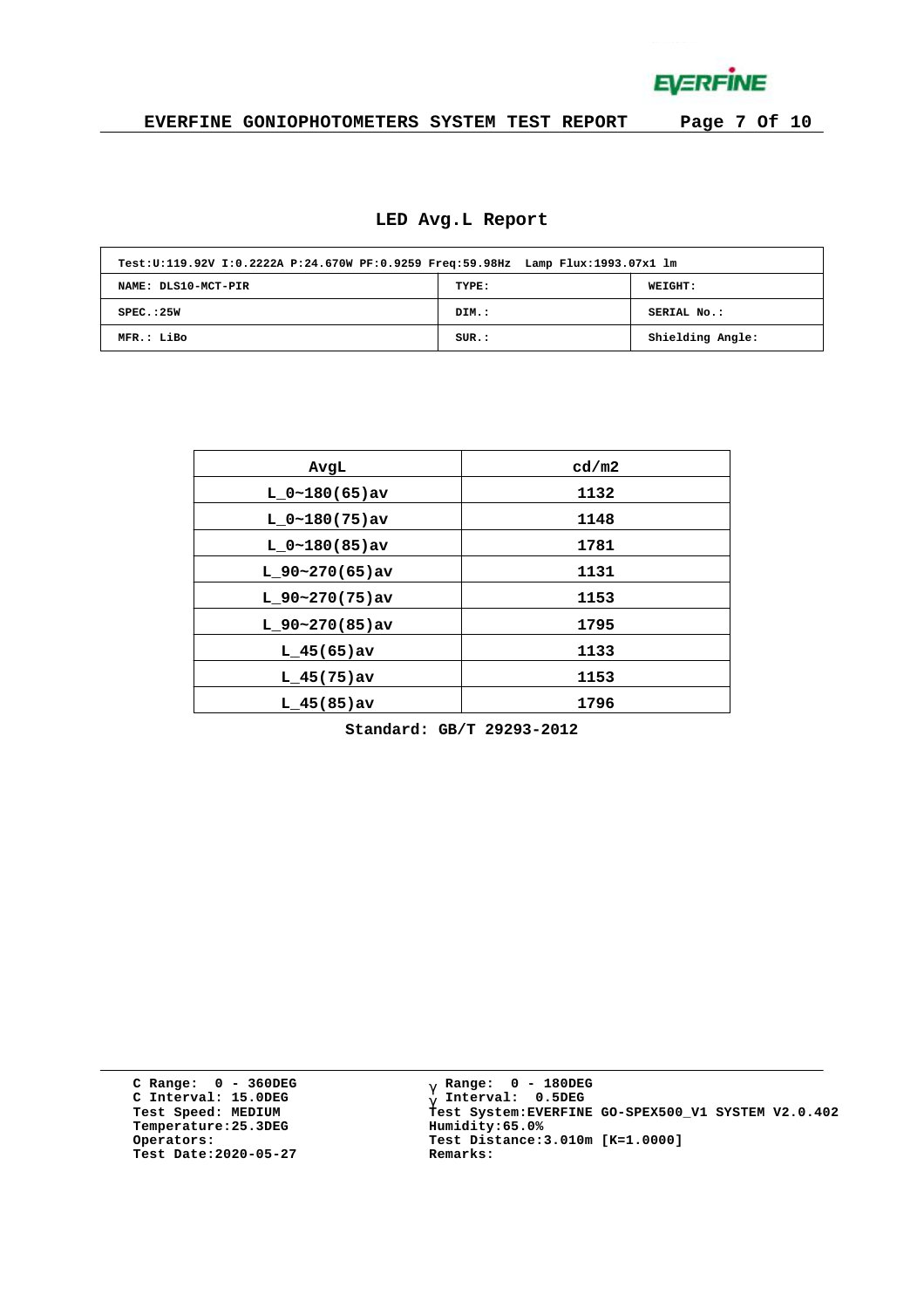# LED Avg.L Report

| Test:U:119.92V I:0.2222A P:24.670W PF:0.9259 Freq:59.98Hz Lamp Flux:1993.07x1 lm | | |
|---|---|---|
| NAME: DLS10-MCT-PIR | TYPE: | WEIGHT: |
| SPEC.:25W | DIM.: | SERIAL No.: |
| MFR.: LiBo | SUR.: | Shielding Angle: |

| AvgL | cd/m2 |
|---|---|
| L_0~180(65)av | 1132 |
| L_0~180(75)av | 1148 |
| L_0~180(85)av | 1781 |
| L_90~270(65)av | 1131 |
| L_90~270(75)av | 1153 |
| L_90~270(85)av | 1795 |
| L_45(65)av | 1133 |
| L_45(75)av | 1153 |
| L_45(85)av | 1796 |

Standard: GB/T 29293-2012

C Range: 0 - 360DEG
C Interval: 15.0DEG
Test Speed: MEDIUM
Temperature:25.3DEG
Operators:
Test Date:2020-05-27

γ Range: 0 - 180DEG
γ Interval: 0.5DEG
Test System:EVERFINE GO-SPEX500_V1 SYSTEM V2.0.402
Humidity:65.0%
Test Distance:3.010m [K=1.0000]
Remarks: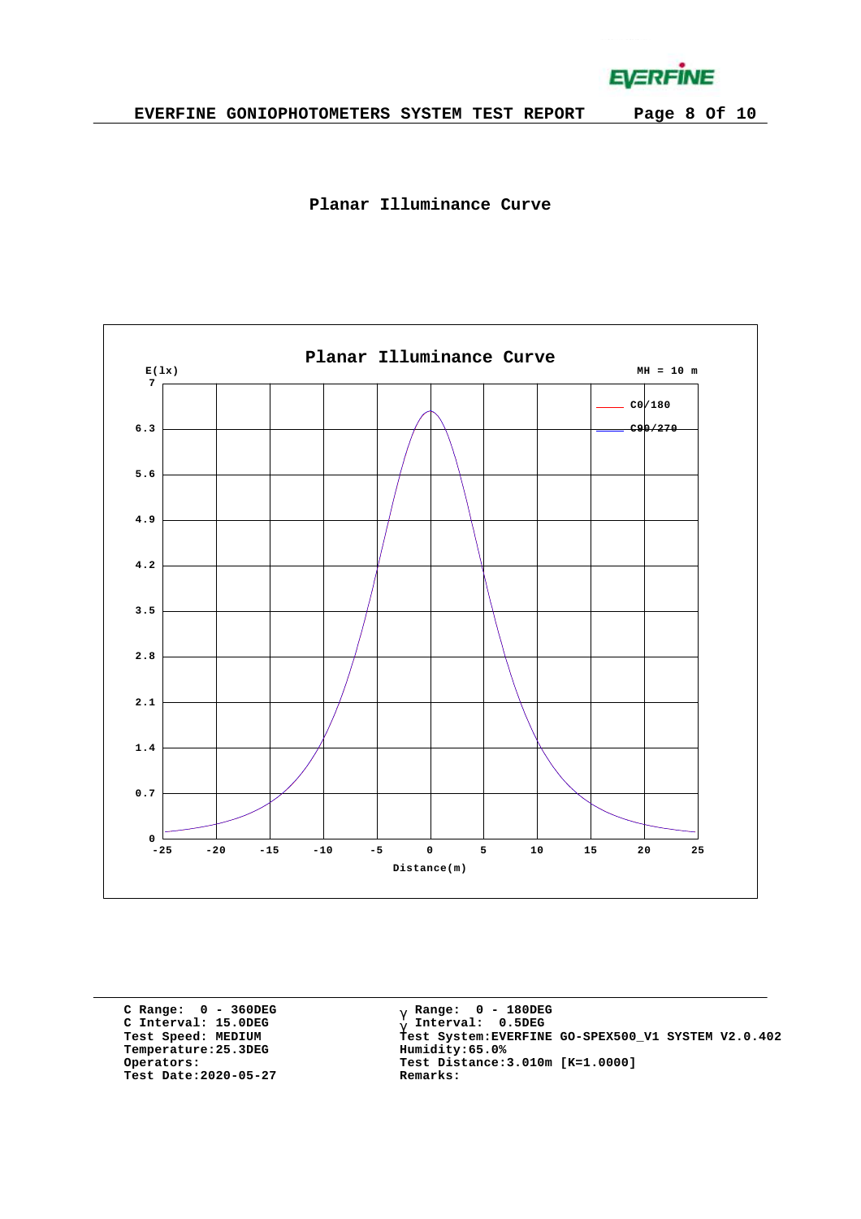## Planar Illuminance Curve

Planar Illuminance Curve

E(lx)

MH = 10 m

C0/180

C90/270

Distance(m)

| | |
|---|---|
| C Range: 0 - 360DEG | γ Range: 0 - 180DEG |
| C Interval: 15.0DEG | γ Interval: 0.5DEG |
| Test Speed: MEDIUM | Test System:EVERFINE GO-SPEX500_V1 SYSTEM V2.0.402 |
| Temperature:25.3DEG | Humidity:65.0% |
| Operators: | Test Distance:3.010m [K=1.0000] |
| Test Date:2020-05-27 | Remarks: |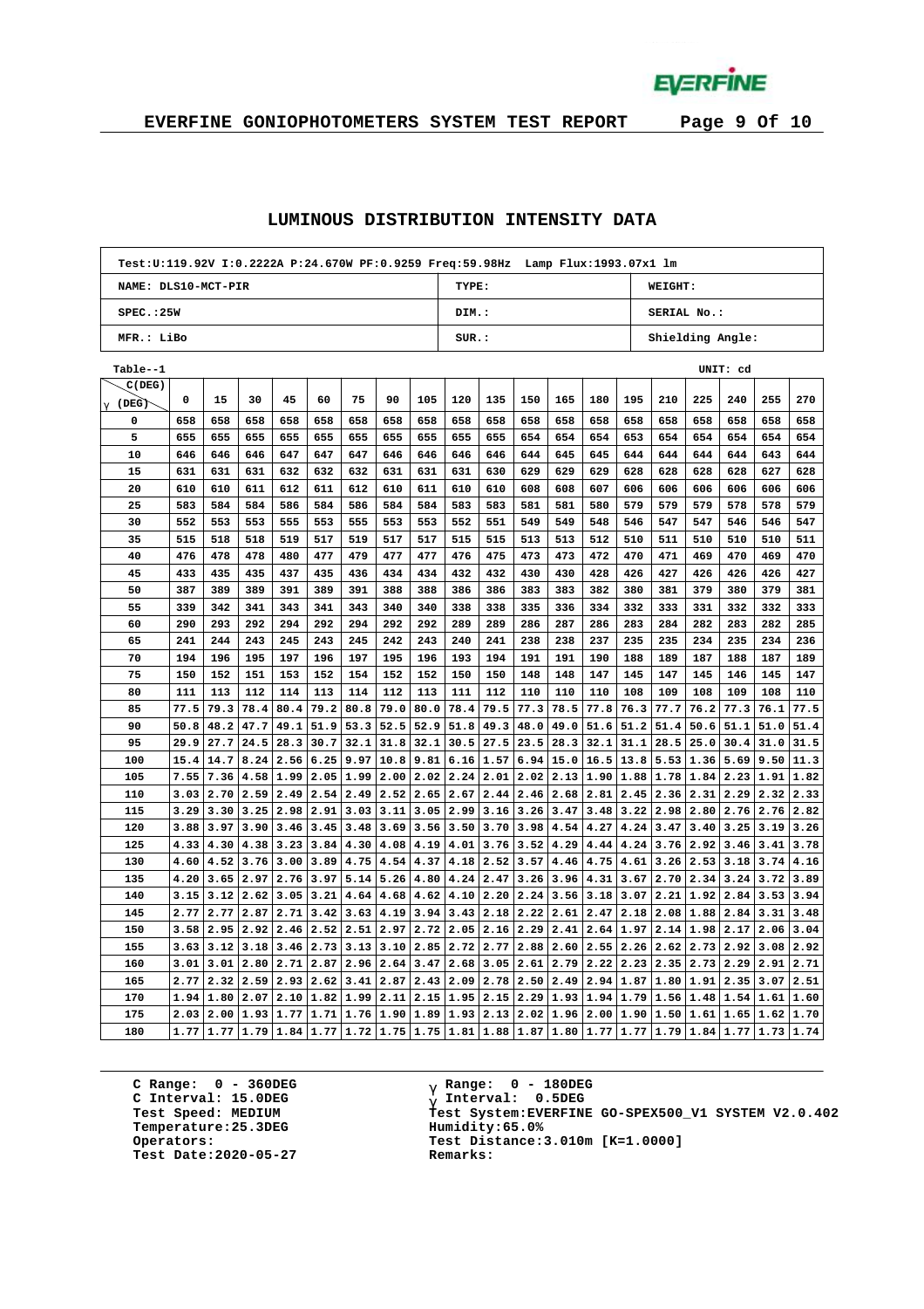EVERFINE

## LUMINOUS DISTRIBUTION INTENSITY DATA

| Test:U:119.92V I:0.2222A P:24.670W PF:0.9259 Freq:59.98Hz Lamp Flux:1993.07x1 lm | | |
|---|---|---|
| NAME: DLS10-MCT-PIR | TYPE: | WEIGHT: |
| SPEC.:25W | DIM.: | SERIAL No.: |
| MFR.: LiBo | SUR.: | Shielding Angle: |

Table--1 UNIT: cd

| γ (DEG) \ C(DEG) | 0 | 15 | 30 | 45 | 60 | 75 | 90 | 105 | 120 | 135 | 150 | 165 | 180 | 195 | 210 | 225 | 240 | 255 | 270 |
|---|---|---|---|---|---|---|---|---|---|---|---|---|---|---|---|---|---|---|---|
| 0 | 658 | 658 | 658 | 658 | 658 | 658 | 658 | 658 | 658 | 658 | 658 | 658 | 658 | 658 | 658 | 658 | 658 | 658 | 658 |
| 5 | 655 | 655 | 655 | 655 | 655 | 655 | 655 | 655 | 655 | 655 | 654 | 654 | 654 | 653 | 654 | 654 | 654 | 654 | 654 |
| 10 | 646 | 646 | 646 | 647 | 647 | 647 | 646 | 646 | 646 | 646 | 644 | 645 | 645 | 644 | 644 | 644 | 644 | 643 | 644 |
| 15 | 631 | 631 | 631 | 632 | 632 | 632 | 631 | 631 | 631 | 630 | 629 | 629 | 629 | 628 | 628 | 628 | 628 | 627 | 628 |
| 20 | 610 | 610 | 611 | 612 | 611 | 612 | 610 | 611 | 610 | 610 | 608 | 608 | 607 | 606 | 606 | 606 | 606 | 606 | 606 |
| 25 | 583 | 584 | 584 | 586 | 584 | 586 | 584 | 584 | 583 | 583 | 581 | 581 | 580 | 579 | 579 | 579 | 578 | 578 | 579 |
| 30 | 552 | 553 | 553 | 555 | 553 | 555 | 553 | 553 | 552 | 551 | 549 | 549 | 548 | 546 | 547 | 547 | 546 | 546 | 547 |
| 35 | 515 | 518 | 518 | 519 | 517 | 519 | 517 | 517 | 515 | 515 | 513 | 513 | 512 | 510 | 511 | 510 | 510 | 510 | 511 |
| 40 | 476 | 478 | 478 | 480 | 477 | 479 | 477 | 477 | 476 | 475 | 473 | 473 | 472 | 470 | 471 | 469 | 470 | 469 | 470 |
| 45 | 433 | 435 | 435 | 437 | 435 | 436 | 434 | 434 | 432 | 432 | 430 | 430 | 428 | 426 | 427 | 426 | 426 | 426 | 427 |
| 50 | 387 | 389 | 389 | 391 | 389 | 391 | 388 | 388 | 386 | 386 | 383 | 383 | 382 | 380 | 381 | 379 | 380 | 379 | 381 |
| 55 | 339 | 342 | 341 | 343 | 341 | 343 | 340 | 340 | 338 | 338 | 335 | 336 | 334 | 332 | 333 | 331 | 332 | 332 | 333 |
| 60 | 290 | 293 | 292 | 294 | 292 | 294 | 292 | 292 | 289 | 289 | 286 | 287 | 286 | 283 | 284 | 282 | 283 | 282 | 285 |
| 65 | 241 | 244 | 243 | 245 | 243 | 245 | 242 | 243 | 240 | 241 | 238 | 238 | 237 | 235 | 235 | 234 | 235 | 234 | 236 |
| 70 | 194 | 196 | 195 | 197 | 196 | 197 | 195 | 196 | 193 | 194 | 191 | 191 | 190 | 188 | 189 | 187 | 188 | 187 | 189 |
| 75 | 150 | 152 | 151 | 153 | 152 | 154 | 152 | 152 | 150 | 150 | 148 | 148 | 147 | 145 | 147 | 145 | 146 | 145 | 147 |
| 80 | 111 | 113 | 112 | 114 | 113 | 114 | 112 | 113 | 111 | 112 | 110 | 110 | 110 | 108 | 109 | 108 | 109 | 108 | 110 |
| 85 | 77.5 | 79.3 | 78.4 | 80.4 | 79.2 | 80.8 | 79.0 | 80.0 | 78.4 | 79.5 | 77.3 | 78.5 | 77.8 | 76.3 | 77.7 | 76.2 | 77.3 | 76.1 | 77.5 |
| 90 | 50.8 | 48.2 | 47.7 | 49.1 | 51.9 | 53.3 | 52.5 | 52.9 | 51.8 | 49.3 | 48.0 | 49.0 | 51.6 | 51.2 | 51.4 | 50.6 | 51.1 | 51.0 | 51.4 |
| 95 | 29.9 | 27.7 | 24.5 | 28.3 | 30.7 | 32.1 | 31.8 | 32.1 | 30.5 | 27.5 | 23.5 | 28.3 | 32.1 | 31.1 | 28.5 | 25.0 | 30.4 | 31.0 | 31.5 |
| 100 | 15.4 | 14.7 | 8.24 | 2.56 | 6.25 | 9.97 | 10.8 | 9.81 | 6.16 | 1.57 | 6.94 | 15.0 | 16.5 | 13.8 | 5.53 | 1.36 | 5.69 | 9.50 | 11.3 |
| 105 | 7.55 | 7.36 | 4.58 | 1.99 | 2.05 | 1.99 | 2.00 | 2.02 | 2.24 | 2.01 | 2.02 | 2.13 | 1.90 | 1.88 | 1.78 | 1.84 | 2.23 | 1.91 | 1.82 |
| 110 | 3.03 | 2.70 | 2.59 | 2.49 | 2.54 | 2.49 | 2.52 | 2.65 | 2.67 | 2.44 | 2.46 | 2.68 | 2.81 | 2.45 | 2.36 | 2.31 | 2.29 | 2.32 | 2.33 |
| 115 | 3.29 | 3.30 | 3.25 | 2.98 | 2.91 | 3.03 | 3.11 | 3.05 | 2.99 | 3.16 | 3.26 | 3.47 | 3.48 | 3.22 | 2.98 | 2.80 | 2.76 | 2.76 | 2.82 |
| 120 | 3.88 | 3.97 | 3.90 | 3.46 | 3.45 | 3.48 | 3.69 | 3.56 | 3.50 | 3.70 | 3.98 | 4.54 | 4.27 | 4.24 | 3.47 | 3.40 | 3.25 | 3.19 | 3.26 |
| 125 | 4.33 | 4.30 | 4.38 | 3.23 | 3.84 | 4.30 | 4.08 | 4.19 | 4.01 | 3.76 | 3.52 | 4.29 | 4.44 | 4.24 | 3.76 | 2.92 | 3.46 | 3.41 | 3.78 |
| 130 | 4.60 | 4.52 | 3.76 | 3.00 | 3.89 | 4.75 | 4.54 | 4.37 | 4.18 | 2.52 | 3.57 | 4.46 | 4.75 | 4.61 | 3.26 | 2.53 | 3.18 | 3.74 | 4.16 |
| 135 | 4.20 | 3.65 | 2.97 | 2.76 | 3.97 | 5.14 | 5.26 | 4.80 | 4.24 | 2.47 | 3.26 | 3.96 | 4.31 | 3.67 | 2.70 | 2.34 | 3.24 | 3.72 | 3.89 |
| 140 | 3.15 | 3.12 | 2.62 | 3.05 | 3.21 | 4.64 | 4.68 | 4.62 | 4.10 | 2.20 | 2.24 | 3.56 | 3.18 | 3.07 | 2.21 | 1.92 | 2.84 | 3.53 | 3.94 |
| 145 | 2.77 | 2.77 | 2.87 | 2.71 | 3.42 | 3.63 | 4.19 | 3.94 | 3.43 | 2.18 | 2.22 | 2.61 | 2.47 | 2.18 | 2.08 | 1.88 | 2.84 | 3.31 | 3.48 |
| 150 | 3.58 | 2.95 | 2.92 | 2.46 | 2.52 | 2.51 | 2.97 | 2.72 | 2.05 | 2.16 | 2.29 | 2.41 | 2.64 | 1.97 | 2.14 | 1.98 | 2.17 | 2.06 | 3.04 |
| 155 | 3.63 | 3.12 | 3.18 | 3.46 | 2.73 | 3.13 | 3.10 | 2.85 | 2.72 | 2.77 | 2.88 | 2.60 | 2.55 | 2.26 | 2.62 | 2.73 | 2.92 | 3.08 | 2.92 |
| 160 | 3.01 | 3.01 | 2.80 | 2.71 | 2.87 | 2.96 | 2.64 | 3.47 | 2.68 | 3.05 | 2.61 | 2.79 | 2.22 | 2.23 | 2.35 | 2.73 | 2.29 | 2.91 | 2.71 |
| 165 | 2.77 | 2.32 | 2.59 | 2.93 | 2.62 | 3.41 | 2.87 | 2.43 | 2.09 | 2.78 | 2.50 | 2.49 | 2.94 | 1.87 | 1.80 | 1.91 | 2.35 | 3.07 | 2.51 |
| 170 | 1.94 | 1.80 | 2.07 | 2.10 | 1.82 | 1.99 | 2.11 | 2.15 | 1.95 | 2.15 | 2.29 | 1.93 | 1.94 | 1.79 | 1.56 | 1.48 | 1.54 | 1.61 | 1.60 |
| 175 | 2.03 | 2.00 | 1.93 | 1.77 | 1.71 | 1.76 | 1.90 | 1.89 | 1.93 | 2.13 | 2.02 | 1.96 | 2.00 | 1.90 | 1.50 | 1.61 | 1.65 | 1.62 | 1.70 |
| 180 | 1.77 | 1.77 | 1.79 | 1.84 | 1.77 | 1.72 | 1.75 | 1.75 | 1.81 | 1.88 | 1.87 | 1.80 | 1.77 | 1.77 | 1.79 | 1.84 | 1.77 | 1.73 | 1.74 |

C Range: 0 - 360DEG
C Interval: 15.0DEG
Test Speed: MEDIUM
Temperature:25.3DEG
Operators:
Test Date:2020-05-27

γ Range: 0 - 180DEG
γ Interval: 0.5DEG
Test System:EVERFINE GO-SPEX500_V1 SYSTEM V2.0.402
Humidity:65.0%
Test Distance:3.010m [K=1.0000]
Remarks: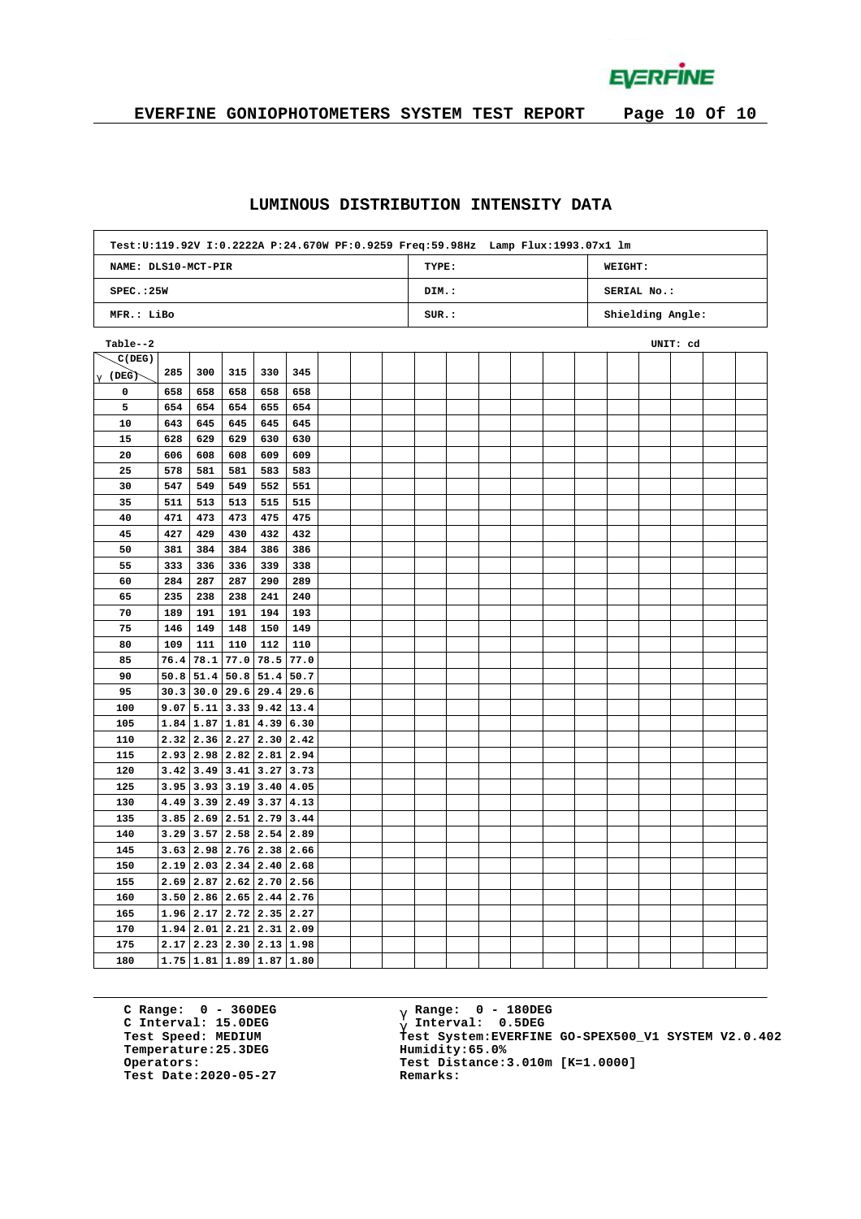EVERFINE GONIOPHOTOMETERS SYSTEM TEST REPORT

## LUMINOUS DISTRIBUTION INTENSITY DATA

| Test:U:119.92V I:0.2222A P:24.670W PF:0.9259 Freq:59.98Hz Lamp Flux:1993.07x1 lm | | |
|---|---|---|
| NAME: DLS10-MCT-PIR | TYPE: | WEIGHT: |
| SPEC.:25W | DIM.: | SERIAL No.: |
| MFR.: LiBo | SUR.: | Shielding Angle: |

Table--2 UNIT: cd

| γ (DEG) \ C(DEG) | 285 | 300 | 315 | 330 | 345 |
|---|---|---|---|---|---|
| 0 | 658 | 658 | 658 | 658 | 658 |
| 5 | 654 | 654 | 654 | 655 | 654 |
| 10 | 643 | 645 | 645 | 645 | 645 |
| 15 | 628 | 629 | 629 | 630 | 630 |
| 20 | 606 | 608 | 608 | 609 | 609 |
| 25 | 578 | 581 | 581 | 583 | 583 |
| 30 | 547 | 549 | 549 | 552 | 551 |
| 35 | 511 | 513 | 513 | 515 | 515 |
| 40 | 471 | 473 | 473 | 475 | 475 |
| 45 | 427 | 429 | 430 | 432 | 432 |
| 50 | 381 | 384 | 384 | 386 | 386 |
| 55 | 333 | 336 | 336 | 339 | 338 |
| 60 | 284 | 287 | 287 | 290 | 289 |
| 65 | 235 | 238 | 238 | 241 | 240 |
| 70 | 189 | 191 | 191 | 194 | 193 |
| 75 | 146 | 149 | 148 | 150 | 149 |
| 80 | 109 | 111 | 110 | 112 | 110 |
| 85 | 76.4 | 78.1 | 77.0 | 78.5 | 77.0 |
| 90 | 50.8 | 51.4 | 50.8 | 51.4 | 50.7 |
| 95 | 30.3 | 30.0 | 29.6 | 29.4 | 29.6 |
| 100 | 9.07 | 5.11 | 3.33 | 9.42 | 13.4 |
| 105 | 1.84 | 1.87 | 1.81 | 4.39 | 6.30 |
| 110 | 2.32 | 2.36 | 2.27 | 2.30 | 2.42 |
| 115 | 2.93 | 2.98 | 2.82 | 2.81 | 2.94 |
| 120 | 3.42 | 3.49 | 3.41 | 3.27 | 3.73 |
| 125 | 3.95 | 3.93 | 3.19 | 3.40 | 4.05 |
| 130 | 4.49 | 3.39 | 2.49 | 3.37 | 4.13 |
| 135 | 3.85 | 2.69 | 2.51 | 2.79 | 3.44 |
| 140 | 3.29 | 3.57 | 2.58 | 2.54 | 2.89 |
| 145 | 3.63 | 2.98 | 2.76 | 2.38 | 2.66 |
| 150 | 2.19 | 2.03 | 2.34 | 2.40 | 2.68 |
| 155 | 2.69 | 2.87 | 2.62 | 2.70 | 2.56 |
| 160 | 3.50 | 2.86 | 2.65 | 2.44 | 2.76 |
| 165 | 1.96 | 2.17 | 2.72 | 2.35 | 2.27 |
| 170 | 1.94 | 2.01 | 2.21 | 2.31 | 2.09 |
| 175 | 2.17 | 2.23 | 2.30 | 2.13 | 1.98 |
| 180 | 1.75 | 1.81 | 1.89 | 1.87 | 1.80 |

C Range: 0 - 360DEG
C Interval: 15.0DEG
Test Speed: MEDIUM
Temperature:25.3DEG
Operators:
Test Date:2020-05-27

γ Range: 0 - 180DEG
γ Interval: 0.5DEG
Test System:EVERFINE GO-SPEX500_V1 SYSTEM V2.0.402
Humidity:65.0%
Test Distance:3.010m [K=1.0000]
Remarks: